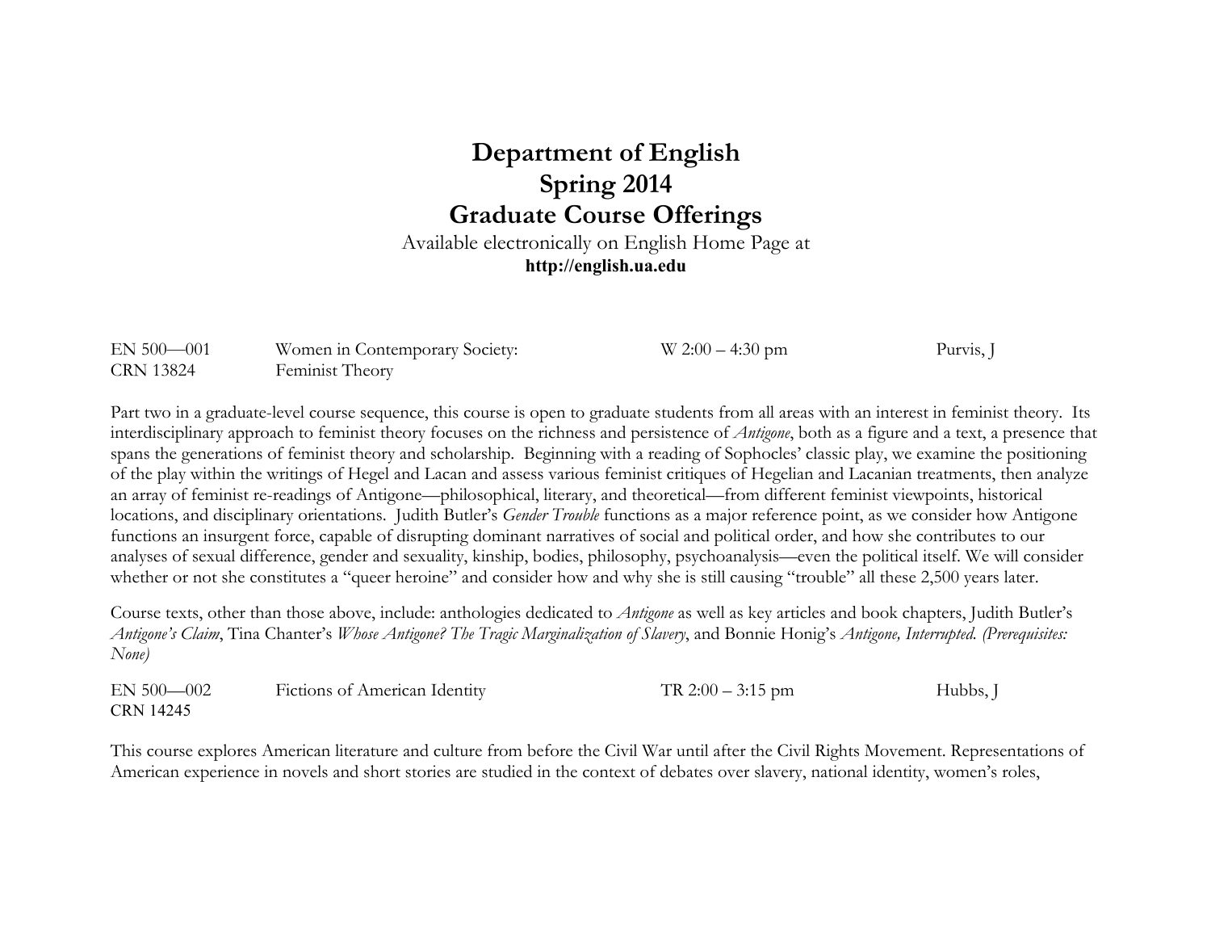# Department of English
# Spring 2014
# Graduate Course Offerings

Available electronically on English Home Page at
**http://english.ua.edu**

| | | | |
|---|---|---|---|
| EN 500—001<br>CRN 13824 | Women in Contemporary Society:<br>Feminist Theory | W 2:00 – 4:30 pm | Purvis, J |

Part two in a graduate-level course sequence, this course is open to graduate students from all areas with an interest in feminist theory. Its interdisciplinary approach to feminist theory focuses on the richness and persistence of *Antigone*, both as a figure and a text, a presence that spans the generations of feminist theory and scholarship. Beginning with a reading of Sophocles' classic play, we examine the positioning of the play within the writings of Hegel and Lacan and assess various feminist critiques of Hegelian and Lacanian treatments, then analyze an array of feminist re-readings of Antigone—philosophical, literary, and theoretical—from different feminist viewpoints, historical locations, and disciplinary orientations. Judith Butler's *Gender Trouble* functions as a major reference point, as we consider how Antigone functions an insurgent force, capable of disrupting dominant narratives of social and political order, and how she contributes to our analyses of sexual difference, gender and sexuality, kinship, bodies, philosophy, psychoanalysis—even the political itself. We will consider whether or not she constitutes a "queer heroine" and consider how and why she is still causing "trouble" all these 2,500 years later.

Course texts, other than those above, include: anthologies dedicated to *Antigone* as well as key articles and book chapters, Judith Butler's *Antigone's Claim*, Tina Chanter's *Whose Antigone? The Tragic Marginalization of Slavery*, and Bonnie Honig's *Antigone, Interrupted. (Prerequisites: None)*

| | | | |
|---|---|---|---|
| EN 500—002<br>CRN 14245 | Fictions of American Identity | TR 2:00 – 3:15 pm | Hubbs, J |

This course explores American literature and culture from before the Civil War until after the Civil Rights Movement. Representations of American experience in novels and short stories are studied in the context of debates over slavery, national identity, women's roles,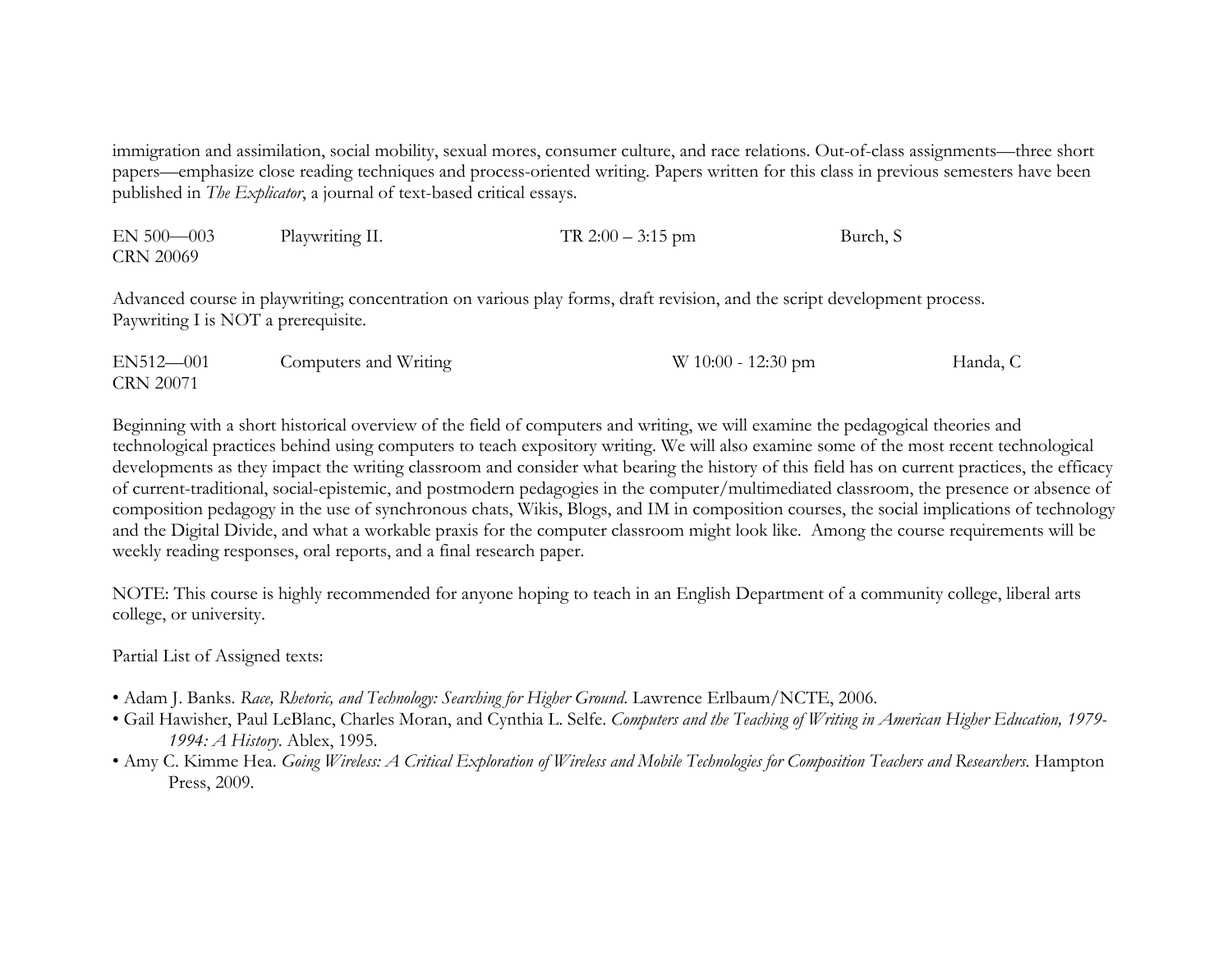immigration and assimilation, social mobility, sexual mores, consumer culture, and race relations. Out-of-class assignments—three short papers—emphasize close reading techniques and process-oriented writing. Papers written for this class in previous semesters have been published in *The Explicator*, a journal of text-based critical essays.

| EN 500—003 CRN 20069 | Playwriting II. | TR 2:00 – 3:15 pm | Burch, S |
|---|---|---|---|

Advanced course in playwriting; concentration on various play forms, draft revision, and the script development process.
Paywriting I is NOT a prerequisite.

| EN512—001 CRN 20071 | Computers and Writing | W 10:00 - 12:30 pm | Handa, C |
|---|---|---|---|

Beginning with a short historical overview of the field of computers and writing, we will examine the pedagogical theories and technological practices behind using computers to teach expository writing. We will also examine some of the most recent technological developments as they impact the writing classroom and consider what bearing the history of this field has on current practices, the efficacy of current-traditional, social-epistemic, and postmodern pedagogies in the computer/multimediated classroom, the presence or absence of composition pedagogy in the use of synchronous chats, Wikis, Blogs, and IM in composition courses, the social implications of technology and the Digital Divide, and what a workable praxis for the computer classroom might look like. Among the course requirements will be weekly reading responses, oral reports, and a final research paper.

NOTE: This course is highly recommended for anyone hoping to teach in an English Department of a community college, liberal arts college, or university.

Partial List of Assigned texts:

- Adam J. Banks. *Race, Rhetoric, and Technology: Searching for Higher Ground*. Lawrence Erlbaum/NCTE, 2006.
- Gail Hawisher, Paul LeBlanc, Charles Moran, and Cynthia L. Selfe. *Computers and the Teaching of Writing in American Higher Education, 1979-1994: A History*. Ablex, 1995.
- Amy C. Kimme Hea. *Going Wireless: A Critical Exploration of Wireless and Mobile Technologies for Composition Teachers and Researchers*. Hampton Press, 2009.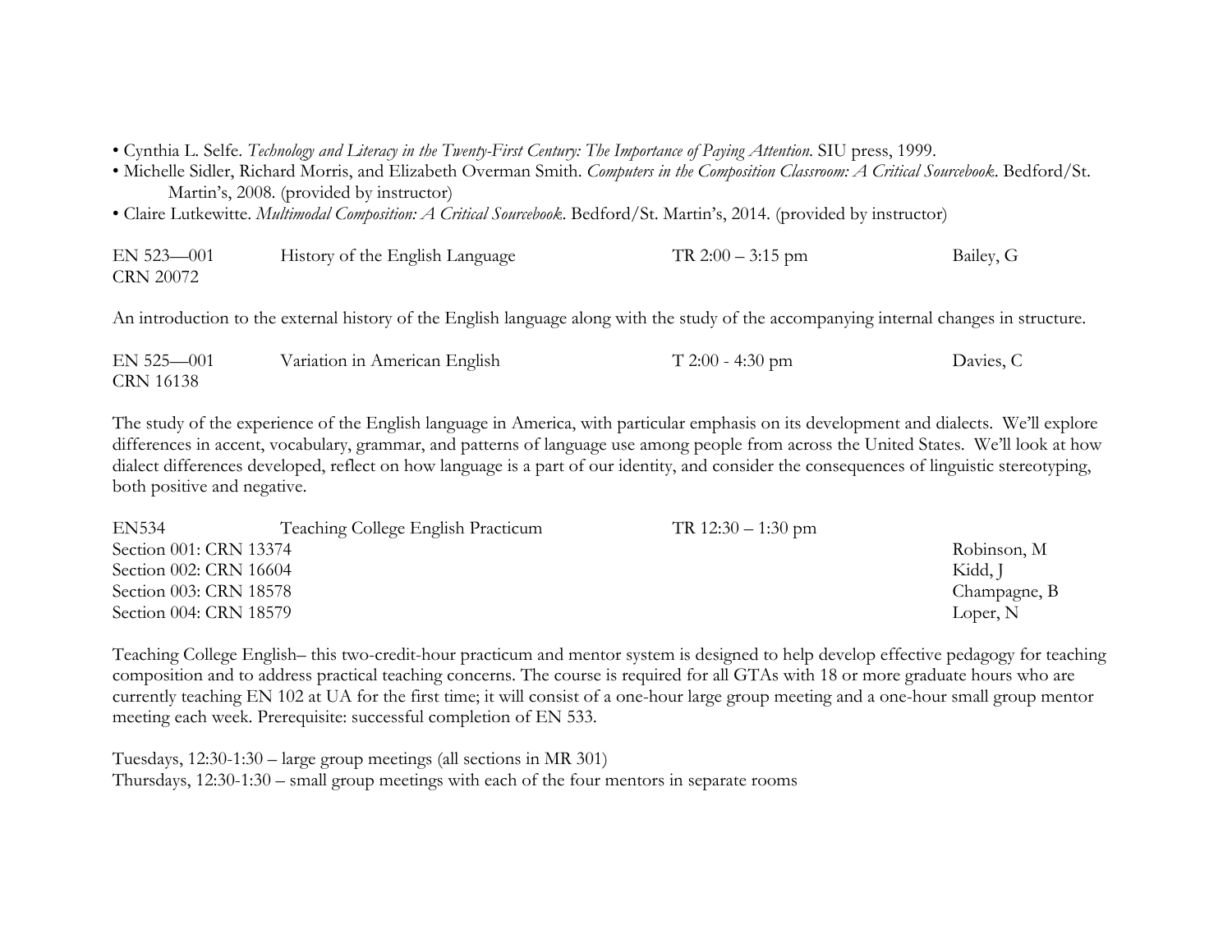- Cynthia L. Selfe. *Technology and Literacy in the Twenty-First Century: The Importance of Paying Attention*. SIU press, 1999.
- Michelle Sidler, Richard Morris, and Elizabeth Overman Smith. *Computers in the Composition Classroom: A Critical Sourcebook*. Bedford/St. Martin's, 2008. (provided by instructor)
- Claire Lutkewitte. *Multimodal Composition: A Critical Sourcebook*. Bedford/St. Martin's, 2014. (provided by instructor)

| | | | |
|---|---|---|---|
| EN 523—001<br>CRN 20072 | History of the English Language | TR 2:00 – 3:15 pm | Bailey, G |

An introduction to the external history of the English language along with the study of the accompanying internal changes in structure.

| | | | |
|---|---|---|---|
| EN 525—001<br>CRN 16138 | Variation in American English | T 2:00 - 4:30 pm | Davies, C |

The study of the experience of the English language in America, with particular emphasis on its development and dialects. We'll explore differences in accent, vocabulary, grammar, and patterns of language use among people from across the United States. We'll look at how dialect differences developed, reflect on how language is a part of our identity, and consider the consequences of linguistic stereotyping, both positive and negative.

| | | | |
|---|---|---|---|
| EN534 | Teaching College English Practicum | TR 12:30 – 1:30 pm | |
| Section 001: CRN 13374 | | | Robinson, M |
| Section 002: CRN 16604 | | | Kidd, J |
| Section 003: CRN 18578 | | | Champagne, B |
| Section 004: CRN 18579 | | | Loper, N |

Teaching College English– this two-credit-hour practicum and mentor system is designed to help develop effective pedagogy for teaching composition and to address practical teaching concerns. The course is required for all GTAs with 18 or more graduate hours who are currently teaching EN 102 at UA for the first time; it will consist of a one-hour large group meeting and a one-hour small group mentor meeting each week. Prerequisite: successful completion of EN 533.

Tuesdays, 12:30-1:30 – large group meetings (all sections in MR 301)
Thursdays, 12:30-1:30 – small group meetings with each of the four mentors in separate rooms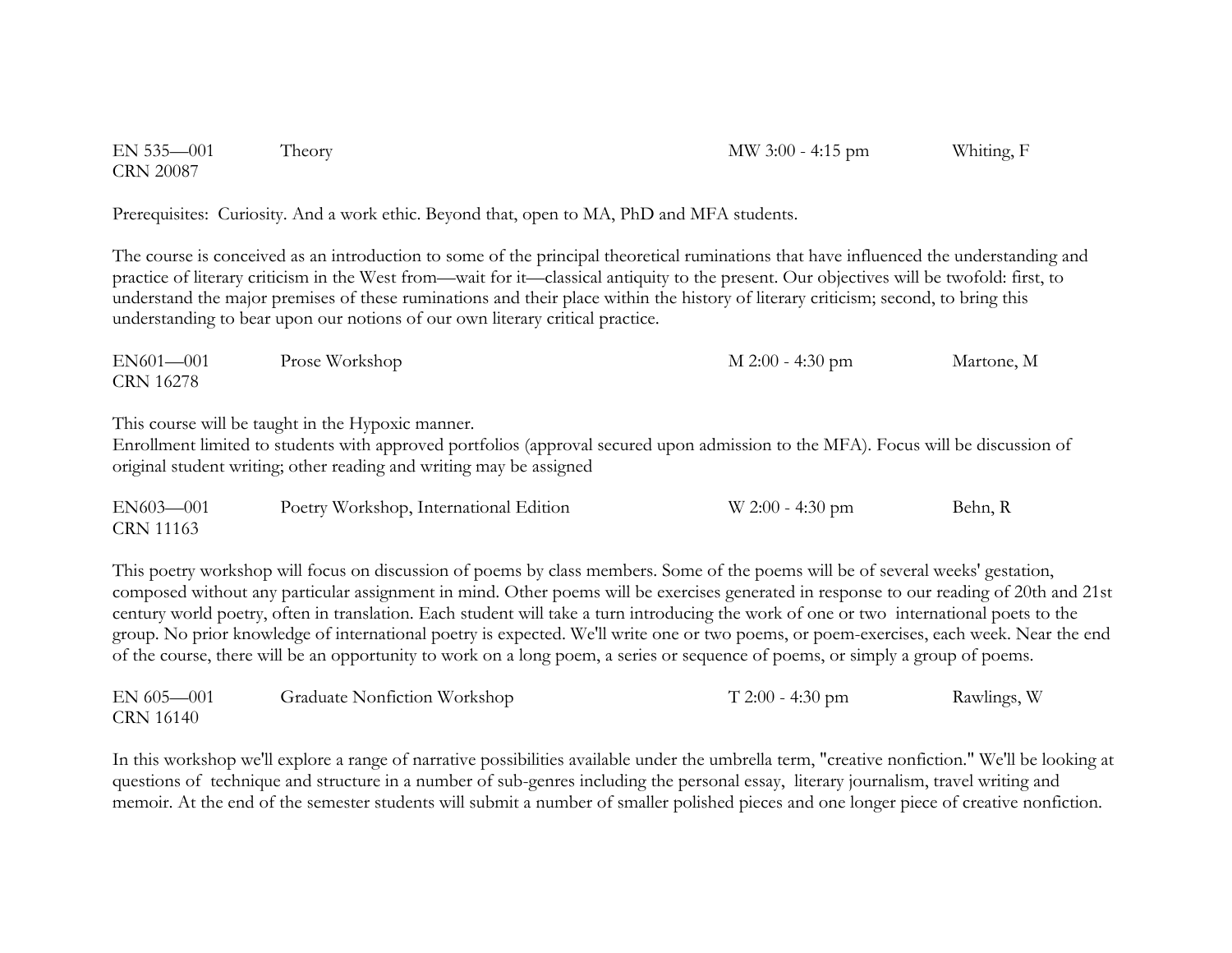EN 535—001 Theory MW 3:00 - 4:15 pm Whiting, F
CRN 20087

Prerequisites: Curiosity. And a work ethic. Beyond that, open to MA, PhD and MFA students.

The course is conceived as an introduction to some of the principal theoretical ruminations that have influenced the understanding and practice of literary criticism in the West from—wait for it—classical antiquity to the present. Our objectives will be twofold: first, to understand the major premises of these ruminations and their place within the history of literary criticism; second, to bring this understanding to bear upon our notions of our own literary critical practice.

EN601—001 Prose Workshop M 2:00 - 4:30 pm Martone, M
CRN 16278

This course will be taught in the Hypoxic manner.
Enrollment limited to students with approved portfolios (approval secured upon admission to the MFA). Focus will be discussion of original student writing; other reading and writing may be assigned

EN603—001 Poetry Workshop, International Edition W 2:00 - 4:30 pm Behn, R
CRN 11163

This poetry workshop will focus on discussion of poems by class members. Some of the poems will be of several weeks' gestation, composed without any particular assignment in mind. Other poems will be exercises generated in response to our reading of 20th and 21st century world poetry, often in translation. Each student will take a turn introducing the work of one or two international poets to the group. No prior knowledge of international poetry is expected. We'll write one or two poems, or poem-exercises, each week. Near the end of the course, there will be an opportunity to work on a long poem, a series or sequence of poems, or simply a group of poems.

EN 605—001 Graduate Nonfiction Workshop T 2:00 - 4:30 pm Rawlings, W
CRN 16140

In this workshop we'll explore a range of narrative possibilities available under the umbrella term, "creative nonfiction." We'll be looking at questions of technique and structure in a number of sub-genres including the personal essay, literary journalism, travel writing and memoir. At the end of the semester students will submit a number of smaller polished pieces and one longer piece of creative nonfiction.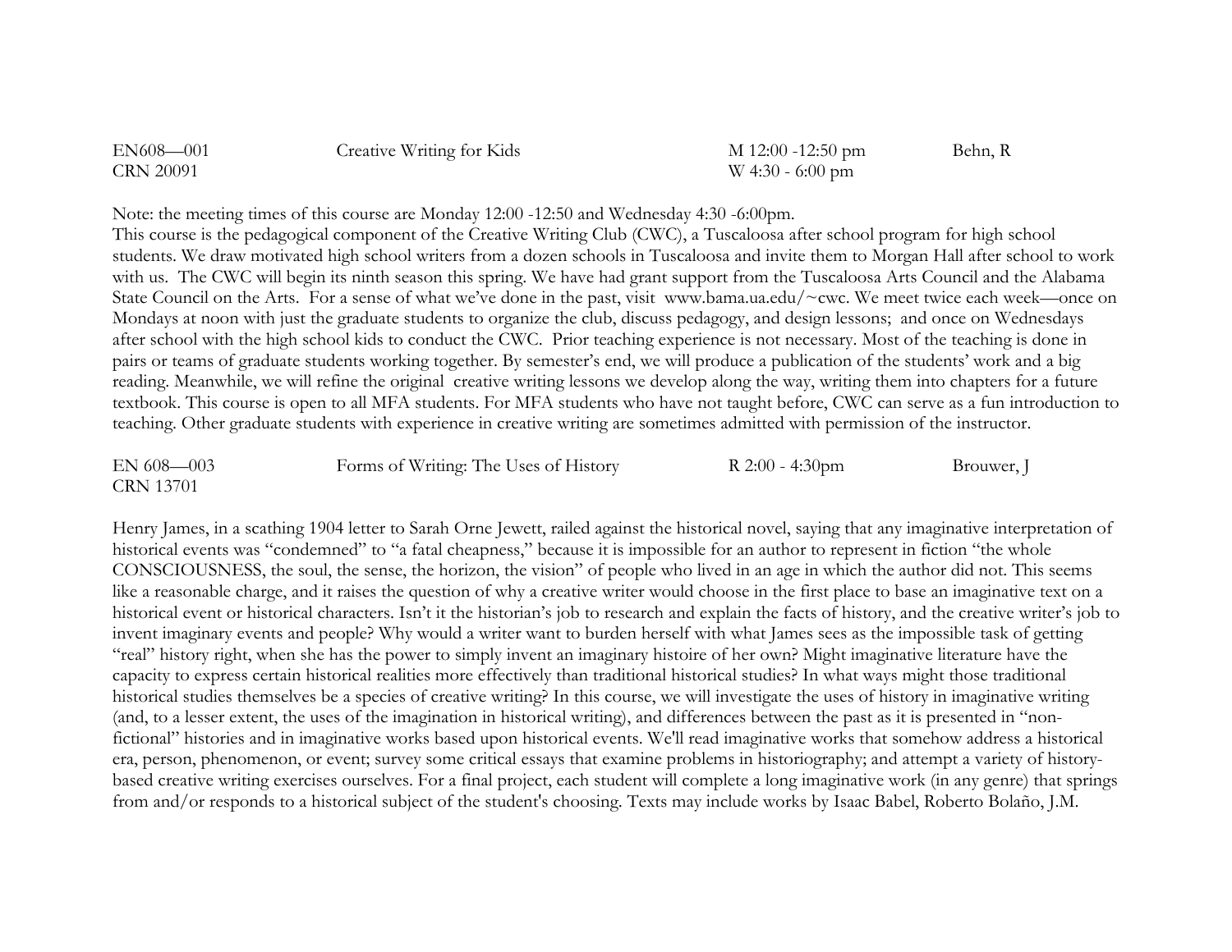EN608—001 | Creative Writing for Kids | M 12:00 -12:50 pm | Behn, R
CRN 20091 | | W 4:30 - 6:00 pm |

Note: the meeting times of this course are Monday 12:00 -12:50 and Wednesday 4:30 -6:00pm.
This course is the pedagogical component of the Creative Writing Club (CWC), a Tuscaloosa after school program for high school students. We draw motivated high school writers from a dozen schools in Tuscaloosa and invite them to Morgan Hall after school to work with us. The CWC will begin its ninth season this spring. We have had grant support from the Tuscaloosa Arts Council and the Alabama State Council on the Arts. For a sense of what we've done in the past, visit www.bama.ua.edu/~cwc. We meet twice each week—once on Mondays at noon with just the graduate students to organize the club, discuss pedagogy, and design lessons; and once on Wednesdays after school with the high school kids to conduct the CWC. Prior teaching experience is not necessary. Most of the teaching is done in pairs or teams of graduate students working together. By semester's end, we will produce a publication of the students' work and a big reading. Meanwhile, we will refine the original creative writing lessons we develop along the way, writing them into chapters for a future textbook. This course is open to all MFA students. For MFA students who have not taught before, CWC can serve as a fun introduction to teaching. Other graduate students with experience in creative writing are sometimes admitted with permission of the instructor.

EN 608—003 | Forms of Writing: The Uses of History | R 2:00 - 4:30pm | Brouwer, J
CRN 13701

Henry James, in a scathing 1904 letter to Sarah Orne Jewett, railed against the historical novel, saying that any imaginative interpretation of historical events was "condemned" to "a fatal cheapness," because it is impossible for an author to represent in fiction "the whole CONSCIOUSNESS, the soul, the sense, the horizon, the vision" of people who lived in an age in which the author did not. This seems like a reasonable charge, and it raises the question of why a creative writer would choose in the first place to base an imaginative text on a historical event or historical characters. Isn't it the historian's job to research and explain the facts of history, and the creative writer's job to invent imaginary events and people? Why would a writer want to burden herself with what James sees as the impossible task of getting "real" history right, when she has the power to simply invent an imaginary histoire of her own? Might imaginative literature have the capacity to express certain historical realities more effectively than traditional historical studies? In what ways might those traditional historical studies themselves be a species of creative writing? In this course, we will investigate the uses of history in imaginative writing (and, to a lesser extent, the uses of the imagination in historical writing), and differences between the past as it is presented in "non-fictional" histories and in imaginative works based upon historical events. We'll read imaginative works that somehow address a historical era, person, phenomenon, or event; survey some critical essays that examine problems in historiography; and attempt a variety of history-based creative writing exercises ourselves. For a final project, each student will complete a long imaginative work (in any genre) that springs from and/or responds to a historical subject of the student's choosing. Texts may include works by Isaac Babel, Roberto Bolaño, J.M.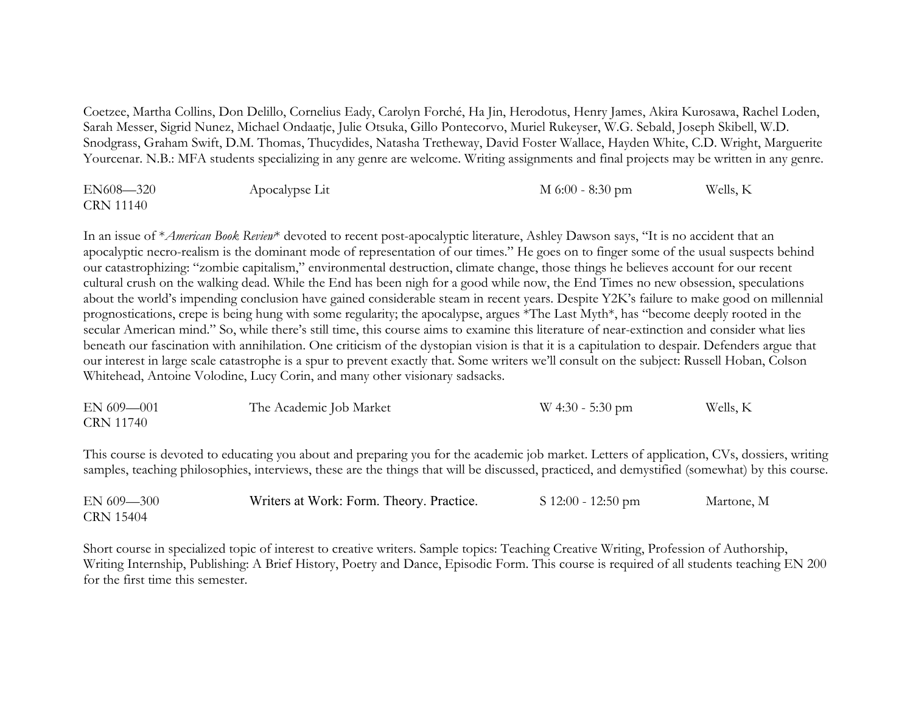Coetzee, Martha Collins, Don Delillo, Cornelius Eady, Carolyn Forché, Ha Jin, Herodotus, Henry James, Akira Kurosawa, Rachel Loden, Sarah Messer, Sigrid Nunez, Michael Ondaatje, Julie Otsuka, Gillo Pontecorvo, Muriel Rukeyser, W.G. Sebald, Joseph Skibell, W.D. Snodgrass, Graham Swift, D.M. Thomas, Thucydides, Natasha Tretheway, David Foster Wallace, Hayden White, C.D. Wright, Marguerite Yourcenar. N.B.: MFA students specializing in any genre are welcome. Writing assignments and final projects may be written in any genre.

| EN608—320 CRN 11140 | Apocalypse Lit | M 6:00 - 8:30 pm | Wells, K |
|---|---|---|---|

In an issue of *\*American Book Review\** devoted to recent post-apocalyptic literature, Ashley Dawson says, "It is no accident that an apocalyptic necro-realism is the dominant mode of representation of our times." He goes on to finger some of the usual suspects behind our catastrophizing: "zombie capitalism," environmental destruction, climate change, those things he believes account for our recent cultural crush on the walking dead. While the End has been nigh for a good while now, the End Times no new obsession, speculations about the world's impending conclusion have gained considerable steam in recent years. Despite Y2K's failure to make good on millennial prognostications, crepe is being hung with some regularity; the apocalypse, argues *The Last Myth*, has "become deeply rooted in the secular American mind." So, while there's still time, this course aims to examine this literature of near-extinction and consider what lies beneath our fascination with annihilation. One criticism of the dystopian vision is that it is a capitulation to despair. Defenders argue that our interest in large scale catastrophe is a spur to prevent exactly that. Some writers we'll consult on the subject: Russell Hoban, Colson Whitehead, Antoine Volodine, Lucy Corin, and many other visionary sadsacks.

| EN 609—001 CRN 11740 | The Academic Job Market | W 4:30 - 5:30 pm | Wells, K |
|---|---|---|---|

This course is devoted to educating you about and preparing you for the academic job market. Letters of application, CVs, dossiers, writing samples, teaching philosophies, interviews, these are the things that will be discussed, practiced, and demystified (somewhat) by this course.

| EN 609—300 CRN 15404 | Writers at Work: Form. Theory. Practice. | S 12:00 - 12:50 pm | Martone, M |
|---|---|---|---|

Short course in specialized topic of interest to creative writers. Sample topics: Teaching Creative Writing, Profession of Authorship, Writing Internship, Publishing: A Brief History, Poetry and Dance, Episodic Form. This course is required of all students teaching EN 200 for the first time this semester.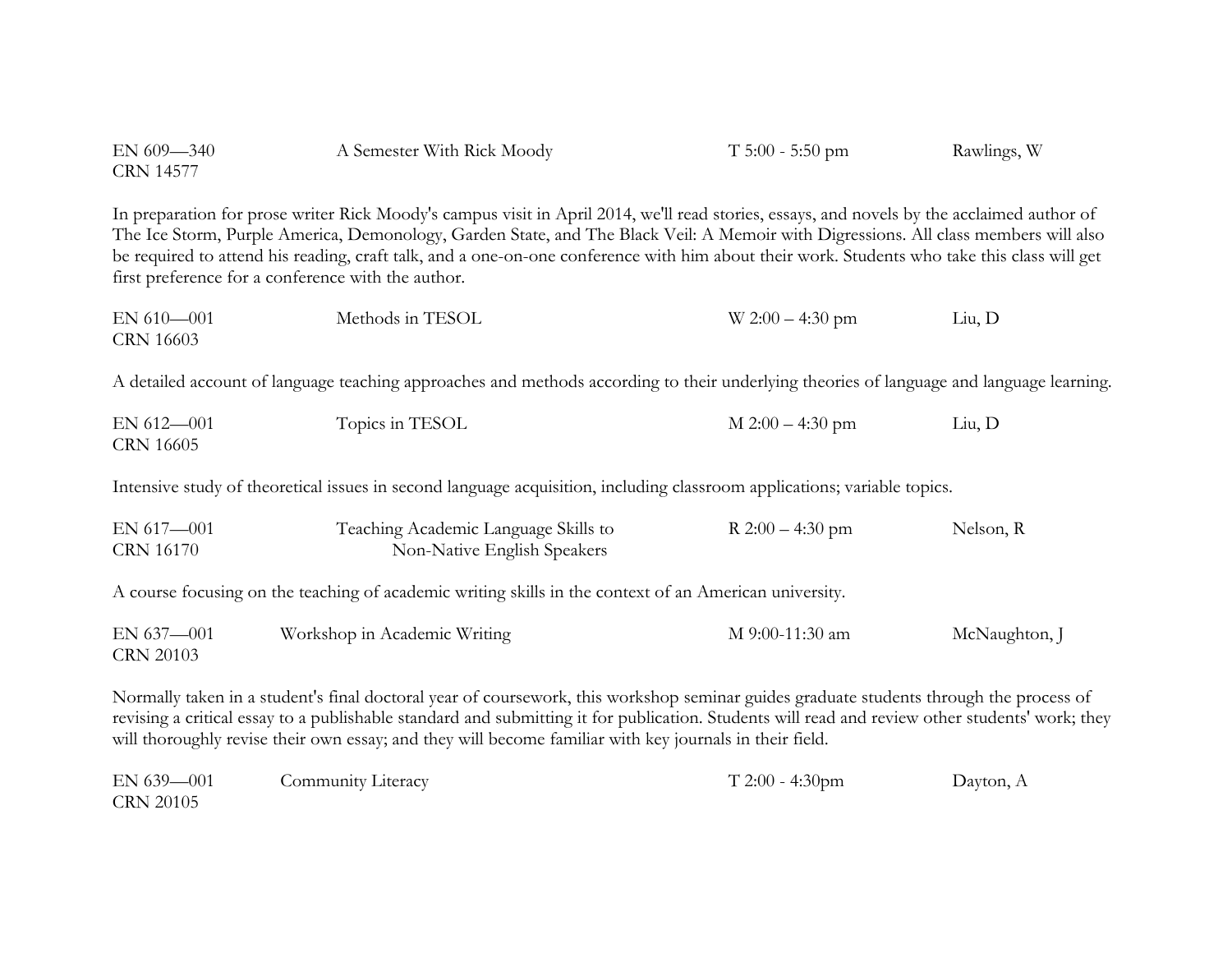EN 609—340
CRN 14577
A Semester With Rick Moody
T 5:00 - 5:50 pm
Rawlings, W

In preparation for prose writer Rick Moody's campus visit in April 2014, we'll read stories, essays, and novels by the acclaimed author of The Ice Storm, Purple America, Demonology, Garden State, and The Black Veil: A Memoir with Digressions. All class members will also be required to attend his reading, craft talk, and a one-on-one conference with him about their work. Students who take this class will get first preference for a conference with the author.

EN 610—001
CRN 16603
Methods in TESOL
W 2:00 – 4:30 pm
Liu, D

A detailed account of language teaching approaches and methods according to their underlying theories of language and language learning.

EN 612—001
CRN 16605
Topics in TESOL
M 2:00 – 4:30 pm
Liu, D

Intensive study of theoretical issues in second language acquisition, including classroom applications; variable topics.

EN 617—001
CRN 16170
Teaching Academic Language Skills to Non-Native English Speakers
R 2:00 – 4:30 pm
Nelson, R

A course focusing on the teaching of academic writing skills in the context of an American university.

EN 637—001
CRN 20103
Workshop in Academic Writing
M 9:00-11:30 am
McNaughton, J

Normally taken in a student's final doctoral year of coursework, this workshop seminar guides graduate students through the process of revising a critical essay to a publishable standard and submitting it for publication. Students will read and review other students' work; they will thoroughly revise their own essay; and they will become familiar with key journals in their field.

EN 639—001
CRN 20105
Community Literacy
T 2:00 - 4:30pm
Dayton, A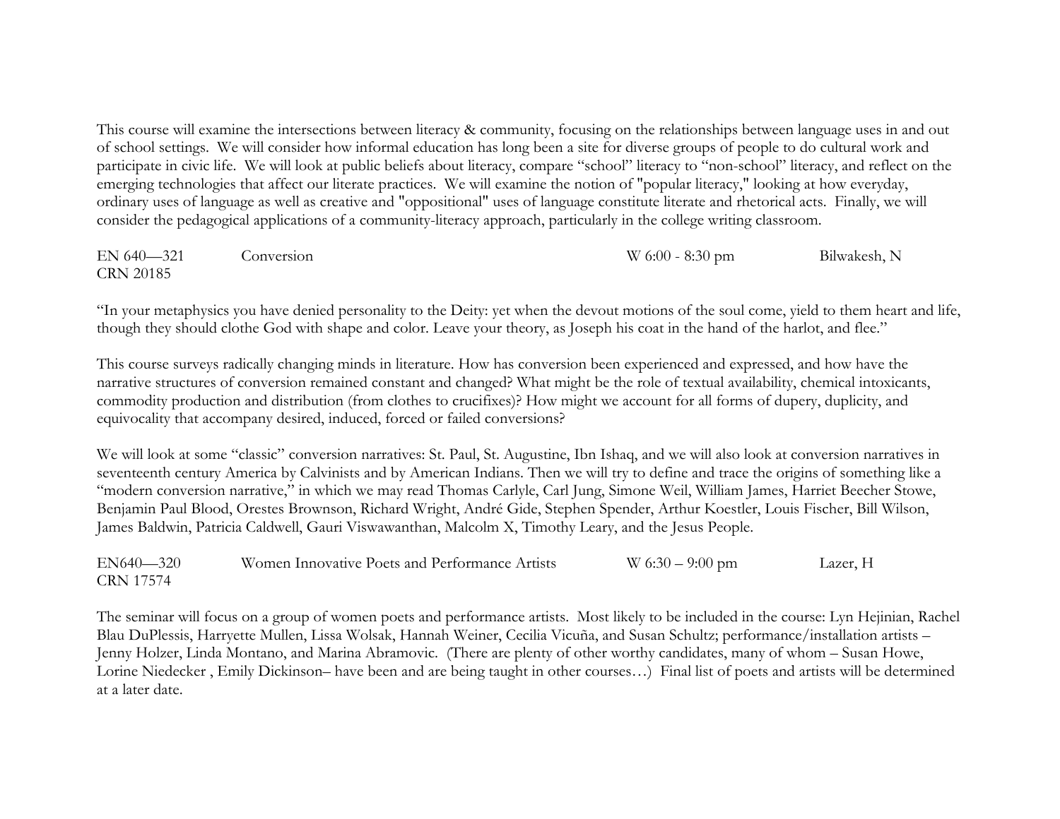This course will examine the intersections between literacy & community, focusing on the relationships between language uses in and out of school settings. We will consider how informal education has long been a site for diverse groups of people to do cultural work and participate in civic life. We will look at public beliefs about literacy, compare "school" literacy to "non-school" literacy, and reflect on the emerging technologies that affect our literate practices. We will examine the notion of "popular literacy," looking at how everyday, ordinary uses of language as well as creative and "oppositional" uses of language constitute literate and rhetorical acts. Finally, we will consider the pedagogical applications of a community-literacy approach, particularly in the college writing classroom.

EN 640—321 Conversion W 6:00 - 8:30 pm Bilwakesh, N
CRN 20185

"In your metaphysics you have denied personality to the Deity: yet when the devout motions of the soul come, yield to them heart and life, though they should clothe God with shape and color. Leave your theory, as Joseph his coat in the hand of the harlot, and flee."

This course surveys radically changing minds in literature. How has conversion been experienced and expressed, and how have the narrative structures of conversion remained constant and changed? What might be the role of textual availability, chemical intoxicants, commodity production and distribution (from clothes to crucifixes)? How might we account for all forms of dupery, duplicity, and equivocality that accompany desired, induced, forced or failed conversions?

We will look at some "classic" conversion narratives: St. Paul, St. Augustine, Ibn Ishaq, and we will also look at conversion narratives in seventeenth century America by Calvinists and by American Indians. Then we will try to define and trace the origins of something like a "modern conversion narrative," in which we may read Thomas Carlyle, Carl Jung, Simone Weil, William James, Harriet Beecher Stowe, Benjamin Paul Blood, Orestes Brownson, Richard Wright, André Gide, Stephen Spender, Arthur Koestler, Louis Fischer, Bill Wilson, James Baldwin, Patricia Caldwell, Gauri Viswawanthan, Malcolm X, Timothy Leary, and the Jesus People.

EN640—320 Women Innovative Poets and Performance Artists W 6:30 – 9:00 pm Lazer, H
CRN 17574

The seminar will focus on a group of women poets and performance artists. Most likely to be included in the course: Lyn Hejinian, Rachel Blau DuPlessis, Harryette Mullen, Lissa Wolsak, Hannah Weiner, Cecilia Vicuña, and Susan Schultz; performance/installation artists – Jenny Holzer, Linda Montano, and Marina Abramovic. (There are plenty of other worthy candidates, many of whom – Susan Howe, Lorine Niedecker , Emily Dickinson– have been and are being taught in other courses…) Final list of poets and artists will be determined at a later date.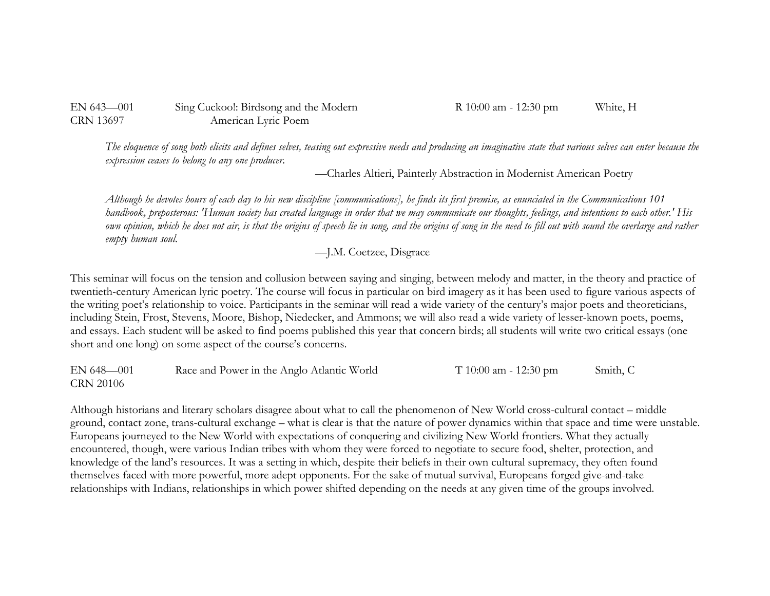EN 643—001 Sing Cuckoo!: Birdsong and the Modern American Lyric Poem R 10:00 am - 12:30 pm White, H
CRN 13697

*The eloquence of song both elicits and defines selves, teasing out expressive needs and producing an imaginative state that various selves can enter because the expression ceases to belong to any one producer.*

—Charles Altieri, Painterly Abstraction in Modernist American Poetry

*Although he devotes hours of each day to his new discipline [communications], he finds its first premise, as enunciated in the Communications 101 handbook, preposterous: 'Human society has created language in order that we may communicate our thoughts, feelings, and intentions to each other.' His own opinion, which he does not air, is that the origins of speech lie in song, and the origins of song in the need to fill out with sound the overlarge and rather empty human soul.*

—J.M. Coetzee, Disgrace

This seminar will focus on the tension and collusion between saying and singing, between melody and matter, in the theory and practice of twentieth-century American lyric poetry. The course will focus in particular on bird imagery as it has been used to figure various aspects of the writing poet's relationship to voice. Participants in the seminar will read a wide variety of the century's major poets and theoreticians, including Stein, Frost, Stevens, Moore, Bishop, Niedecker, and Ammons; we will also read a wide variety of lesser-known poets, poems, and essays. Each student will be asked to find poems published this year that concern birds; all students will write two critical essays (one short and one long) on some aspect of the course's concerns.

EN 648—001 Race and Power in the Anglo Atlantic World T 10:00 am - 12:30 pm Smith, C
CRN 20106

Although historians and literary scholars disagree about what to call the phenomenon of New World cross-cultural contact – middle ground, contact zone, trans-cultural exchange – what is clear is that the nature of power dynamics within that space and time were unstable. Europeans journeyed to the New World with expectations of conquering and civilizing New World frontiers. What they actually encountered, though, were various Indian tribes with whom they were forced to negotiate to secure food, shelter, protection, and knowledge of the land's resources. It was a setting in which, despite their beliefs in their own cultural supremacy, they often found themselves faced with more powerful, more adept opponents. For the sake of mutual survival, Europeans forged give-and-take relationships with Indians, relationships in which power shifted depending on the needs at any given time of the groups involved.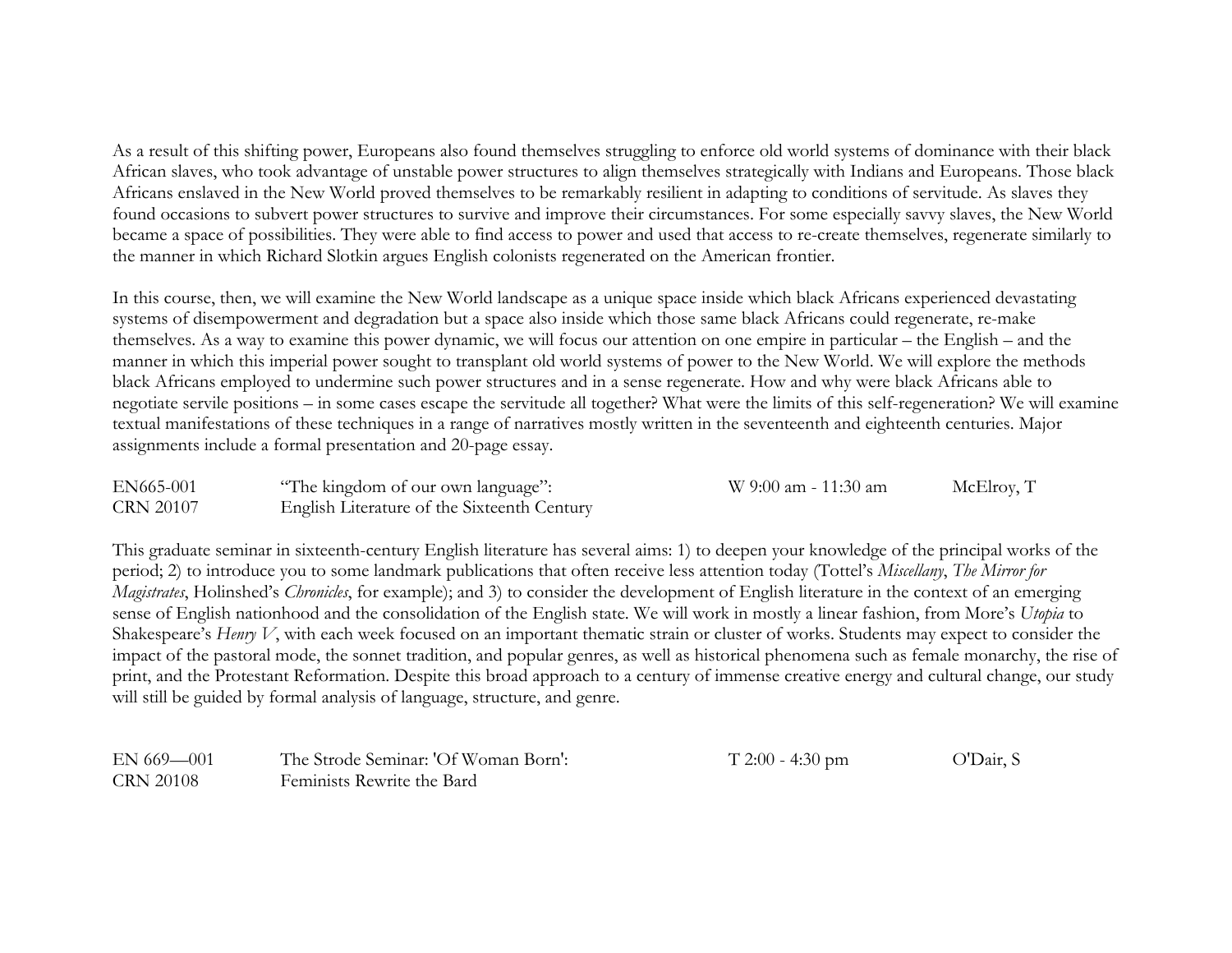As a result of this shifting power, Europeans also found themselves struggling to enforce old world systems of dominance with their black African slaves, who took advantage of unstable power structures to align themselves strategically with Indians and Europeans. Those black Africans enslaved in the New World proved themselves to be remarkably resilient in adapting to conditions of servitude. As slaves they found occasions to subvert power structures to survive and improve their circumstances. For some especially savvy slaves, the New World became a space of possibilities. They were able to find access to power and used that access to re-create themselves, regenerate similarly to the manner in which Richard Slotkin argues English colonists regenerated on the American frontier.

In this course, then, we will examine the New World landscape as a unique space inside which black Africans experienced devastating systems of disempowerment and degradation but a space also inside which those same black Africans could regenerate, re-make themselves. As a way to examine this power dynamic, we will focus our attention on one empire in particular – the English – and the manner in which this imperial power sought to transplant old world systems of power to the New World. We will explore the methods black Africans employed to undermine such power structures and in a sense regenerate. How and why were black Africans able to negotiate servile positions – in some cases escape the servitude all together? What were the limits of this self-regeneration? We will examine textual manifestations of these techniques in a range of narratives mostly written in the seventeenth and eighteenth centuries. Major assignments include a formal presentation and 20-page essay.

| | | | |
|---|---|---|---|
| EN665-001<br>CRN 20107 | "The kingdom of our own language":<br>English Literature of the Sixteenth Century | W 9:00 am - 11:30 am | McElroy, T |

This graduate seminar in sixteenth-century English literature has several aims: 1) to deepen your knowledge of the principal works of the period; 2) to introduce you to some landmark publications that often receive less attention today (Tottel's *Miscellany*, *The Mirror for Magistrates*, Holinshed's *Chronicles*, for example); and 3) to consider the development of English literature in the context of an emerging sense of English nationhood and the consolidation of the English state. We will work in mostly a linear fashion, from More's *Utopia* to Shakespeare's *Henry V*, with each week focused on an important thematic strain or cluster of works. Students may expect to consider the impact of the pastoral mode, the sonnet tradition, and popular genres, as well as historical phenomena such as female monarchy, the rise of print, and the Protestant Reformation. Despite this broad approach to a century of immense creative energy and cultural change, our study will still be guided by formal analysis of language, structure, and genre.

| | | | |
|---|---|---|---|
| EN 669—001<br>CRN 20108 | The Strode Seminar: 'Of Woman Born':<br>Feminists Rewrite the Bard | T 2:00 - 4:30 pm | O'Dair, S |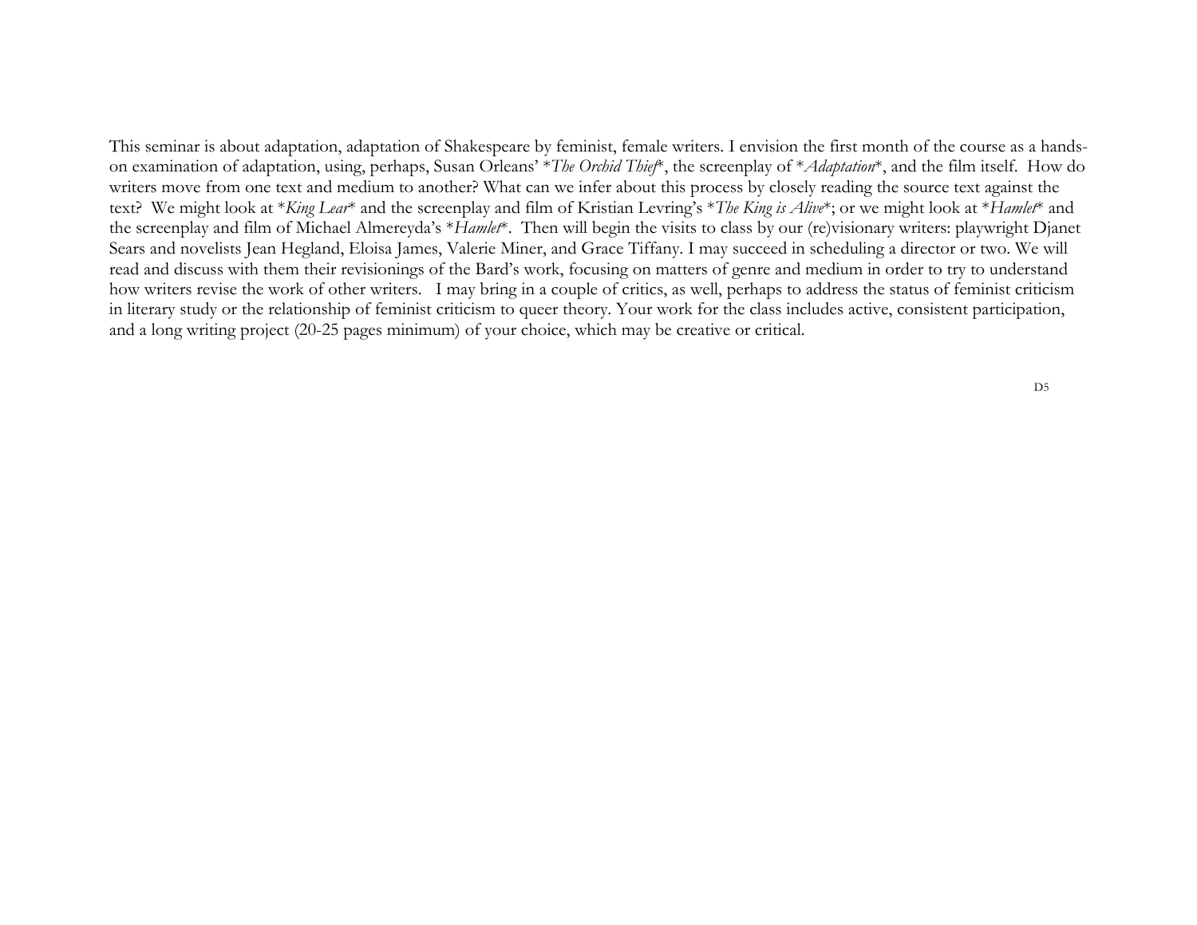This seminar is about adaptation, adaptation of Shakespeare by feminist, female writers. I envision the first month of the course as a hands-on examination of adaptation, using, perhaps, Susan Orleans' *The Orchid Thief*, the screenplay of *Adaptation*, and the film itself. How do writers move from one text and medium to another? What can we infer about this process by closely reading the source text against the text? We might look at *King Lear* and the screenplay and film of Kristian Levring's *The King is Alive*; or we might look at *Hamlet* and the screenplay and film of Michael Almereyda's *Hamlet*. Then will begin the visits to class by our (re)visionary writers: playwright Djanet Sears and novelists Jean Hegland, Eloisa James, Valerie Miner, and Grace Tiffany. I may succeed in scheduling a director or two. We will read and discuss with them their revisionings of the Bard's work, focusing on matters of genre and medium in order to try to understand how writers revise the work of other writers. I may bring in a couple of critics, as well, perhaps to address the status of feminist criticism in literary study or the relationship of feminist criticism to queer theory. Your work for the class includes active, consistent participation, and a long writing project (20-25 pages minimum) of your choice, which may be creative or critical.